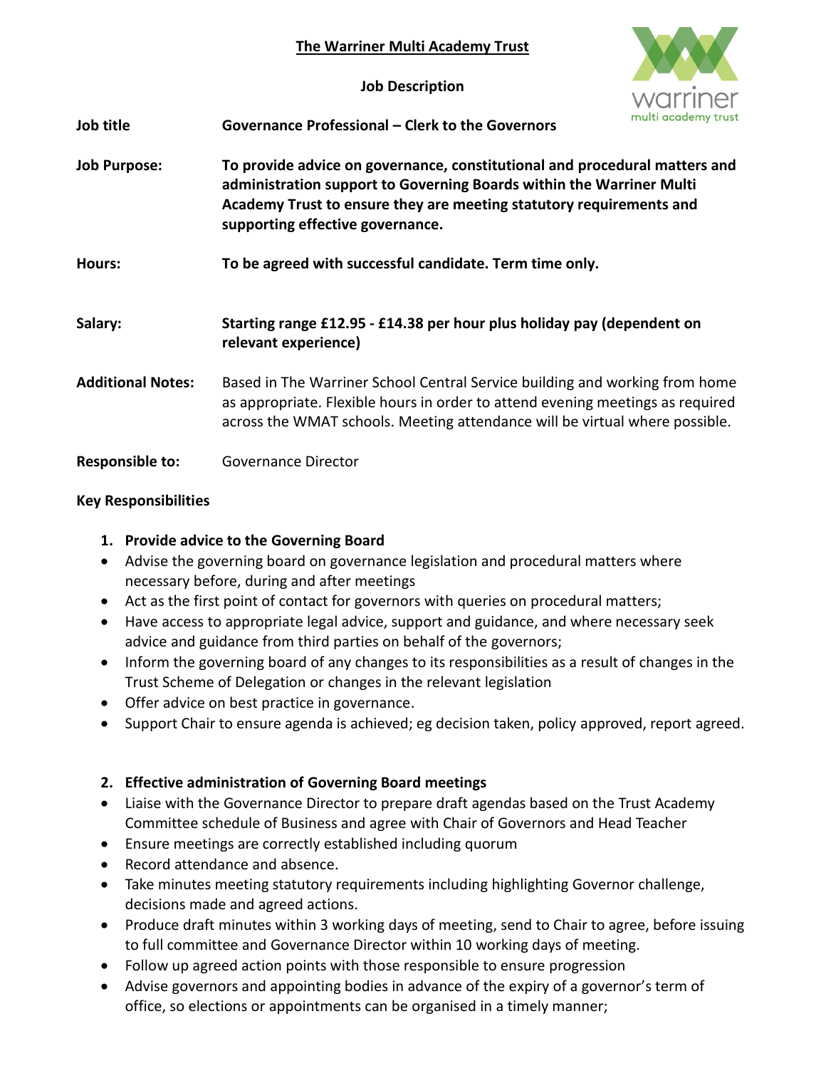# The Warriner Multi Academy Trust

## Job Description

| | |
|---|---|
| **Job title** | **Governance Professional – Clerk to the Governors** |
| **Job Purpose:** | **To provide advice on governance, constitutional and procedural matters and administration support to Governing Boards within the Warriner Multi Academy Trust to ensure they are meeting statutory requirements and supporting effective governance.** |
| **Hours:** | **To be agreed with successful candidate. Term time only.** |
| **Salary:** | **Starting range £12.95 - £14.38 per hour plus holiday pay (dependent on relevant experience)** |
| **Additional Notes:** | Based in The Warriner School Central Service building and working from home as appropriate. Flexible hours in order to attend evening meetings as required across the WMAT schools. Meeting attendance will be virtual where possible. |
| **Responsible to:** | Governance Director |

**Key Responsibilities**

1. **Provide advice to the Governing Board**

- Advise the governing board on governance legislation and procedural matters where necessary before, during and after meetings
- Act as the first point of contact for governors with queries on procedural matters;
- Have access to appropriate legal advice, support and guidance, and where necessary seek advice and guidance from third parties on behalf of the governors;
- Inform the governing board of any changes to its responsibilities as a result of changes in the Trust Scheme of Delegation or changes in the relevant legislation
- Offer advice on best practice in governance.
- Support Chair to ensure agenda is achieved; eg decision taken, policy approved, report agreed.

2. **Effective administration of Governing Board meetings**

- Liaise with the Governance Director to prepare draft agendas based on the Trust Academy Committee schedule of Business and agree with Chair of Governors and Head Teacher
- Ensure meetings are correctly established including quorum
- Record attendance and absence.
- Take minutes meeting statutory requirements including highlighting Governor challenge, decisions made and agreed actions.
- Produce draft minutes within 3 working days of meeting, send to Chair to agree, before issuing to full committee and Governance Director within 10 working days of meeting.
- Follow up agreed action points with those responsible to ensure progression
- Advise governors and appointing bodies in advance of the expiry of a governor's term of office, so elections or appointments can be organised in a timely manner;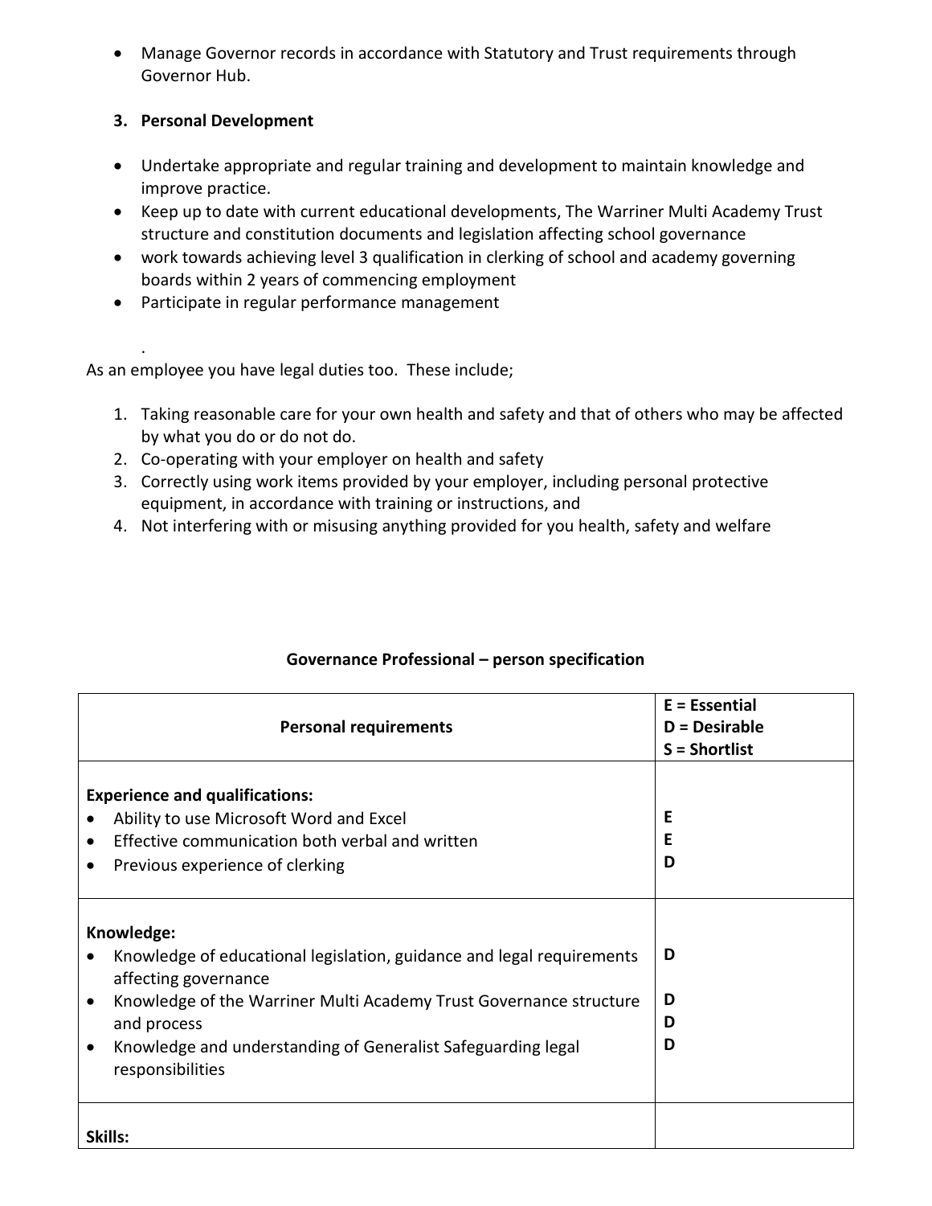- Manage Governor records in accordance with Statutory and Trust requirements through Governor Hub.

3. **Personal Development**

- Undertake appropriate and regular training and development to maintain knowledge and improve practice.
- Keep up to date with current educational developments, The Warriner Multi Academy Trust structure and constitution documents and legislation affecting school governance
- work towards achieving level 3 qualification in clerking of school and academy governing boards within 2 years of commencing employment
- Participate in regular performance management

.

As an employee you have legal duties too. These include;

1. Taking reasonable care for your own health and safety and that of others who may be affected by what you do or do not do.
2. Co-operating with your employer on health and safety
3. Correctly using work items provided by your employer, including personal protective equipment, in accordance with training or instructions, and
4. Not interfering with or misusing anything provided for you health, safety and welfare

**Governance Professional – person specification**

| **Personal requirements** | **E = Essential**<br>**D = Desirable**<br>**S = Shortlist** |
|---|---|
| **Experience and qualifications:**<br>• Ability to use Microsoft Word and Excel<br>• Effective communication both verbal and written<br>• Previous experience of clerking | **E**<br>**E**<br>**D** |
| **Knowledge:**<br>• Knowledge of educational legislation, guidance and legal requirements affecting governance<br>• Knowledge of the Warriner Multi Academy Trust Governance structure and process<br>• Knowledge and understanding of Generalist Safeguarding legal responsibilities | **D**<br>**D**<br>**D**<br>**D** |
| **Skills:** | |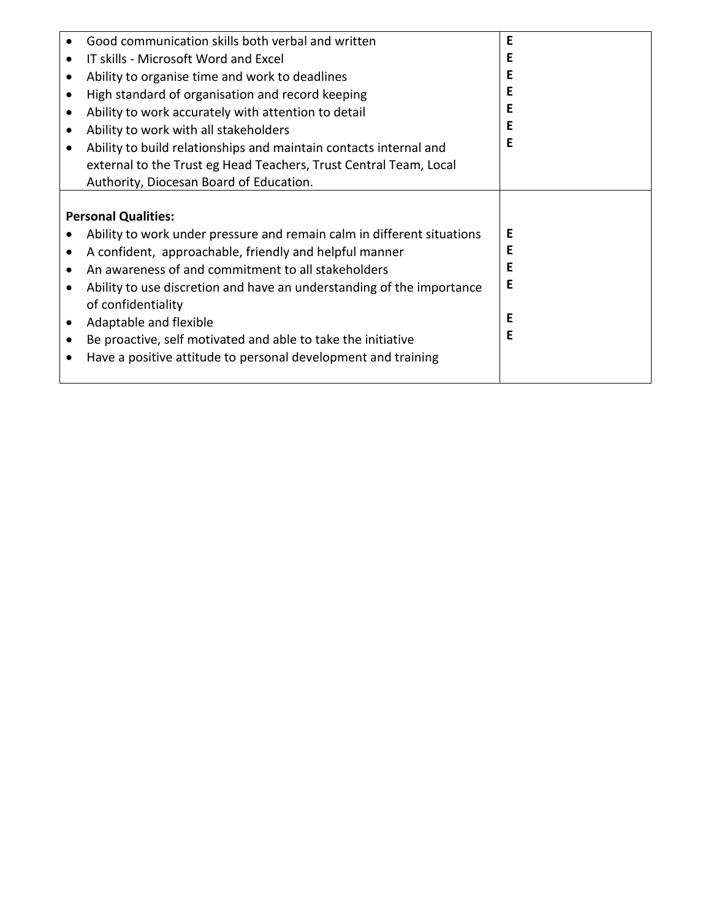| | |
|---|---|
| • Good communication skills both verbal and written | **E** |
| • IT skills - Microsoft Word and Excel | **E** |
| • Ability to organise time and work to deadlines | **E** |
| • High standard of organisation and record keeping | **E** |
| • Ability to work accurately with attention to detail | **E** |
| • Ability to work with all stakeholders | **E** |
| • Ability to build relationships and maintain contacts internal and external to the Trust eg Head Teachers, Trust Central Team, Local Authority, Diocesan Board of Education. | **E** |
| **Personal Qualities:** | |
| • Ability to work under pressure and remain calm in different situations | **E** |
| • A confident, approachable, friendly and helpful manner | **E** |
| • An awareness of and commitment to all stakeholders | **E** |
| • Ability to use discretion and have an understanding of the importance of confidentiality | **E** |
| • Adaptable and flexible | **E** |
| • Be proactive, self motivated and able to take the initiative | **E** |
| • Have a positive attitude to personal development and training | |